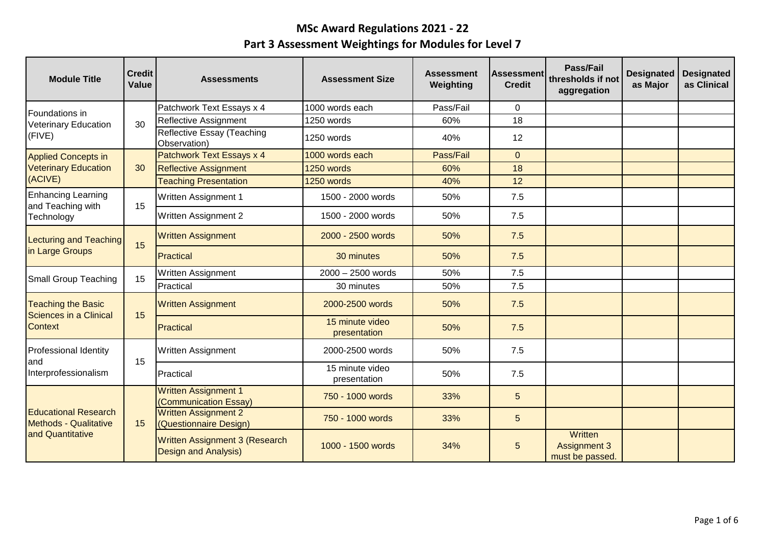# MSc Award Regulations 2021 - 22

## Part 3 Assessment Weightings for Modules for Level 7

| Module Title | Credit Value | Assessments | Assessment Size | Assessment Weighting | Assessment Credit | Pass/Fail thresholds if not aggregation | Designated as Major | Designated as Clinical |
|---|---|---|---|---|---|---|---|---|
| Foundations in Veterinary Education (FIVE) | 30 | Patchwork Text Essays x 4 | 1000 words each | Pass/Fail | 0 | | | |
| | | Reflective Assignment | 1250 words | 60% | 18 | | | |
| | | Reflective Essay (Teaching Observation) | 1250 words | 40% | 12 | | | |
| Applied Concepts in Veterinary Education (ACIVE) | 30 | Patchwork Text Essays x 4 | 1000 words each | Pass/Fail | 0 | | | |
| | | Reflective Assignment | 1250 words | 60% | 18 | | | |
| | | Teaching Presentation | 1250 words | 40% | 12 | | | |
| Enhancing Learning and Teaching with Technology | 15 | Written Assignment 1 | 1500 - 2000 words | 50% | 7.5 | | | |
| | | Written Assignment 2 | 1500 - 2000 words | 50% | 7.5 | | | |
| Lecturing and Teaching in Large Groups | 15 | Written Assignment | 2000 - 2500 words | 50% | 7.5 | | | |
| | | Practical | 30 minutes | 50% | 7.5 | | | |
| Small Group Teaching | 15 | Written Assignment | 2000 – 2500 words | 50% | 7.5 | | | |
| | | Practical | 30 minutes | 50% | 7.5 | | | |
| Teaching the Basic Sciences in a Clinical Context | 15 | Written Assignment | 2000-2500 words | 50% | 7.5 | | | |
| | | Practical | 15 minute video presentation | 50% | 7.5 | | | |
| Professional Identity and Interprofessionalism | 15 | Written Assignment | 2000-2500 words | 50% | 7.5 | | | |
| | | Practical | 15 minute video presentation | 50% | 7.5 | | | |
| Educational Research Methods - Qualitative and Quantitative | 15 | Written Assignment 1 (Communication Essay) | 750 - 1000 words | 33% | 5 | | | |
| | | Written Assignment 2 (Questionnaire Design) | 750 - 1000 words | 33% | 5 | | | |
| | | Written Assignment 3 (Research Design and Analysis) | 1000 - 1500 words | 34% | 5 | Written Assignment 3 must be passed. | | |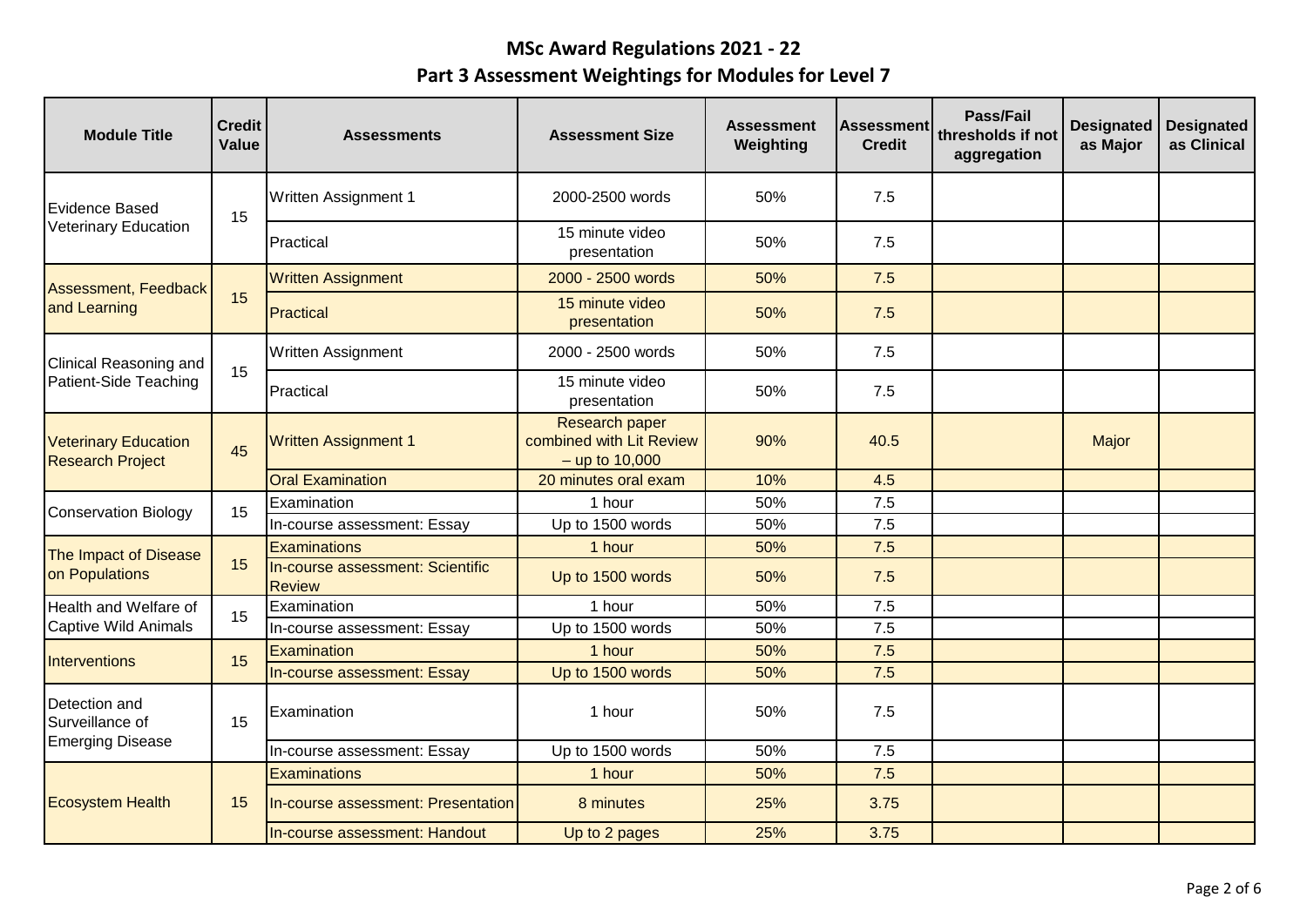# MSc Award Regulations 2021 - 22

## Part 3 Assessment Weightings for Modules for Level 7

| Module Title | Credit Value | Assessments | Assessment Size | Assessment Weighting | Assessment Credit | Pass/Fail thresholds if not aggregation | Designated as Major | Designated as Clinical |
|---|---|---|---|---|---|---|---|---|
| Evidence Based Veterinary Education | 15 | Written Assignment 1 | 2000-2500 words | 50% | 7.5 | | | |
| | | Practical | 15 minute video presentation | 50% | 7.5 | | | |
| Assessment, Feedback and Learning | 15 | Written Assignment | 2000 - 2500 words | 50% | 7.5 | | | |
| | | Practical | 15 minute video presentation | 50% | 7.5 | | | |
| Clinical Reasoning and Patient-Side Teaching | 15 | Written Assignment | 2000 - 2500 words | 50% | 7.5 | | | |
| | | Practical | 15 minute video presentation | 50% | 7.5 | | | |
| Veterinary Education Research Project | 45 | Written Assignment 1 | Research paper combined with Lit Review – up to 10,000 | 90% | 40.5 | | Major | |
| | | Oral Examination | 20 minutes oral exam | 10% | 4.5 | | | |
| Conservation Biology | 15 | Examination | 1 hour | 50% | 7.5 | | | |
| | | In-course assessment: Essay | Up to 1500 words | 50% | 7.5 | | | |
| The Impact of Disease on Populations | 15 | Examinations | 1 hour | 50% | 7.5 | | | |
| | | In-course assessment: Scientific Review | Up to 1500 words | 50% | 7.5 | | | |
| Health and Welfare of Captive Wild Animals | 15 | Examination | 1 hour | 50% | 7.5 | | | |
| | | In-course assessment: Essay | Up to 1500 words | 50% | 7.5 | | | |
| Interventions | 15 | Examination | 1 hour | 50% | 7.5 | | | |
| | | In-course assessment: Essay | Up to 1500 words | 50% | 7.5 | | | |
| Detection and Surveillance of Emerging Disease | 15 | Examination | 1 hour | 50% | 7.5 | | | |
| | | In-course assessment: Essay | Up to 1500 words | 50% | 7.5 | | | |
| Ecosystem Health | 15 | Examinations | 1 hour | 50% | 7.5 | | | |
| | | In-course assessment: Presentation | 8 minutes | 25% | 3.75 | | | |
| | | In-course assessment: Handout | Up to 2 pages | 25% | 3.75 | | | |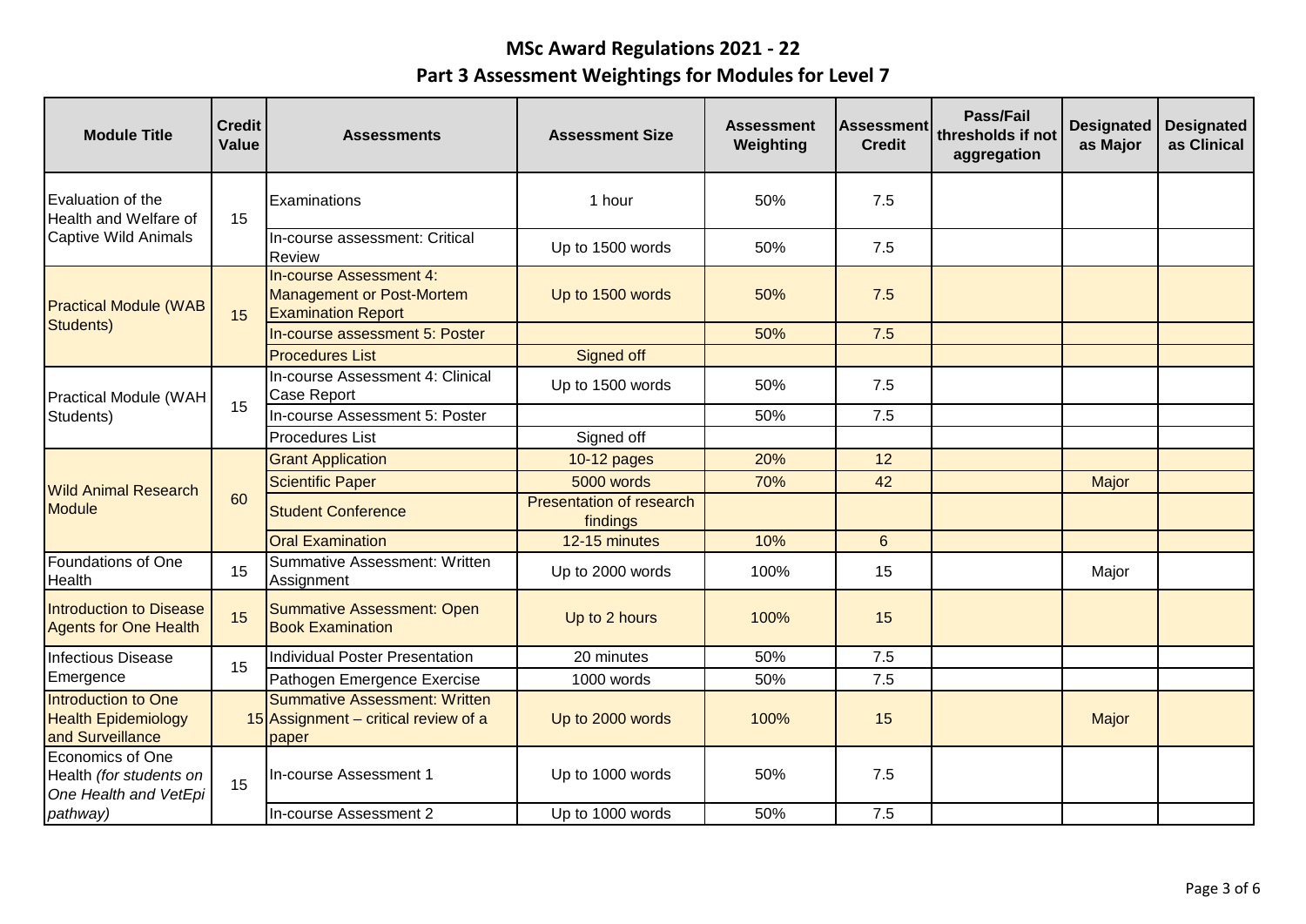# MSc Award Regulations 2021 - 22

## Part 3 Assessment Weightings for Modules for Level 7

| Module Title | Credit Value | Assessments | Assessment Size | Assessment Weighting | Assessment Credit | Pass/Fail thresholds if not aggregation | Designated as Major | Designated as Clinical |
|---|---|---|---|---|---|---|---|---|
| Evaluation of the Health and Welfare of Captive Wild Animals | 15 | Examinations | 1 hour | 50% | 7.5 | | | |
| | | In-course assessment: Critical Review | Up to 1500 words | 50% | 7.5 | | | |
| Practical Module (WAB Students) | 15 | In-course Assessment 4: Management or Post-Mortem Examination Report | Up to 1500 words | 50% | 7.5 | | | |
| | | In-course assessment 5: Poster | | 50% | 7.5 | | | |
| | | Procedures List | Signed off | | | | | |
| Practical Module (WAH Students) | 15 | In-course Assessment 4: Clinical Case Report | Up to 1500 words | 50% | 7.5 | | | |
| | | In-course Assessment 5: Poster | | 50% | 7.5 | | | |
| | | Procedures List | Signed off | | | | | |
| Wild Animal Research Module | 60 | Grant Application | 10-12 pages | 20% | 12 | | | |
| | | Scientific Paper | 5000 words | 70% | 42 | | Major | |
| | | Student Conference | Presentation of research findings | | | | | |
| | | Oral Examination | 12-15 minutes | 10% | 6 | | | |
| Foundations of One Health | 15 | Summative Assessment: Written Assignment | Up to 2000 words | 100% | 15 | | Major | |
| Introduction to Disease Agents for One Health | 15 | Summative Assessment: Open Book Examination | Up to 2 hours | 100% | 15 | | | |
| Infectious Disease Emergence | 15 | Individual Poster Presentation | 20 minutes | 50% | 7.5 | | | |
| | | Pathogen Emergence Exercise | 1000 words | 50% | 7.5 | | | |
| Introduction to One Health Epidemiology and Surveillance | 15 | Summative Assessment: Written Assignment – critical review of a paper | Up to 2000 words | 100% | 15 | | Major | |
| Economics of One Health *(for students on One Health and VetEpi pathway)* | 15 | In-course Assessment 1 | Up to 1000 words | 50% | 7.5 | | | |
| | | In-course Assessment 2 | Up to 1000 words | 50% | 7.5 | | | |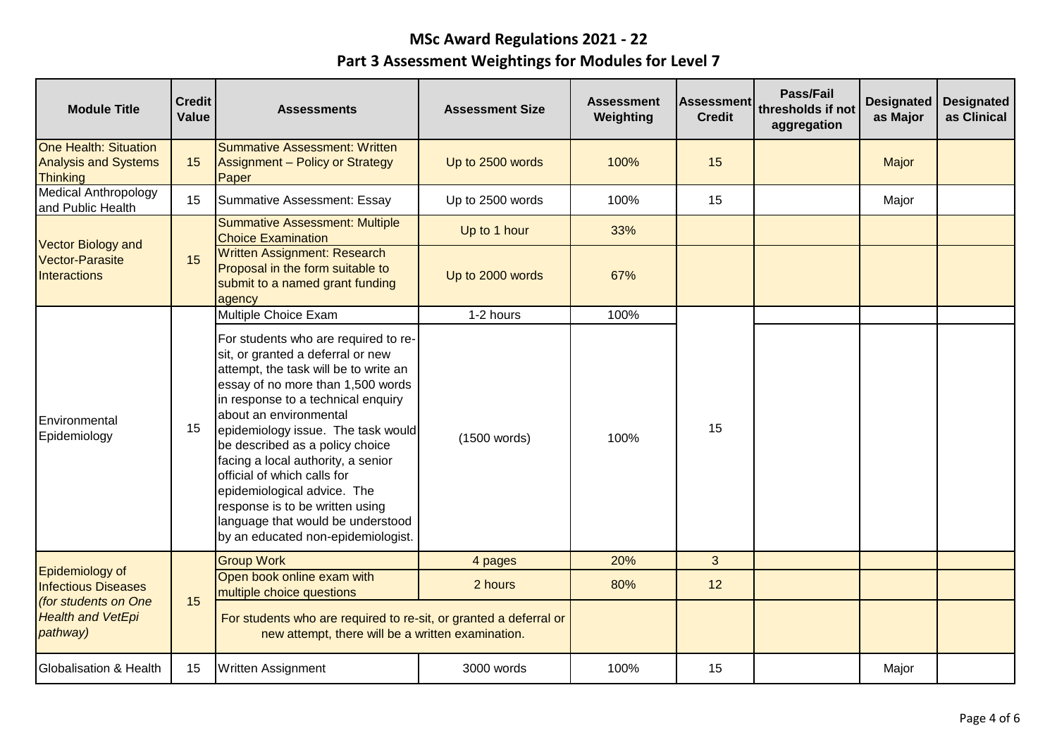# MSc Award Regulations 2021 - 22

## Part 3 Assessment Weightings for Modules for Level 7

| Module Title | Credit Value | Assessments | Assessment Size | Assessment Weighting | Assessment Credit | Pass/Fail thresholds if not aggregation | Designated as Major | Designated as Clinical |
|---|---|---|---|---|---|---|---|---|
| One Health: Situation Analysis and Systems Thinking | 15 | Summative Assessment: Written Assignment – Policy or Strategy Paper | Up to 2500 words | 100% | 15 | | Major | |
| Medical Anthropology and Public Health | 15 | Summative Assessment: Essay | Up to 2500 words | 100% | 15 | | Major | |
| Vector Biology and Vector-Parasite Interactions | 15 | Summative Assessment: Multiple Choice Examination | Up to 1 hour | 33% | | | | |
| | | Written Assignment: Research Proposal in the form suitable to submit to a named grant funding agency | Up to 2000 words | 67% | | | | |
| Environmental Epidemiology | 15 | Multiple Choice Exam | 1-2 hours | 100% | 15 | | | |
| | | For students who are required to re-sit, or granted a deferral or new attempt, the task will be to write an essay of no more than 1,500 words in response to a technical enquiry about an environmental epidemiology issue. The task would be described as a policy choice facing a local authority, a senior official of which calls for epidemiological advice. The response is to be written using language that would be understood by an educated non-epidemiologist. | (1500 words) | 100% | | | | |
| Epidemiology of Infectious Diseases *(for students on One Health and VetEpi pathway)* | 15 | Group Work | 4 pages | 20% | 3 | | | |
| | | Open book online exam with multiple choice questions | 2 hours | 80% | 12 | | | |
| | | For students who are required to re-sit, or granted a deferral or new attempt, there will be a written examination. | | | | | | |
| Globalisation & Health | 15 | Written Assignment | 3000 words | 100% | 15 | | Major | |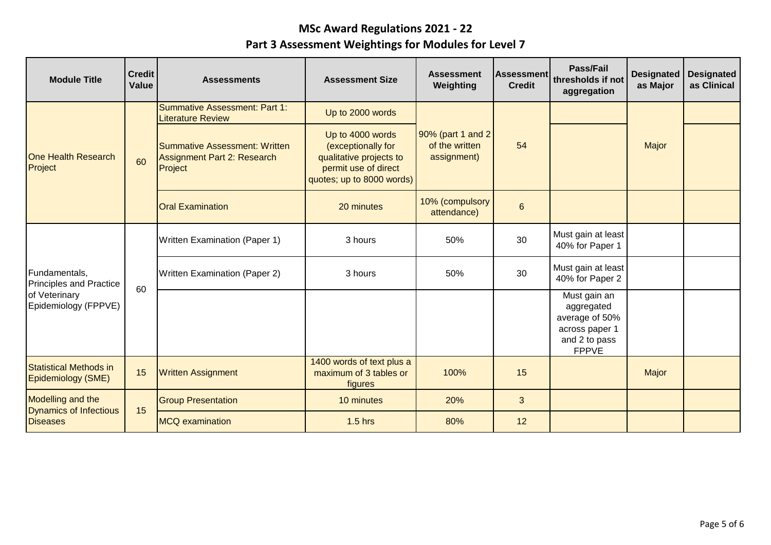# MSc Award Regulations 2021 - 22

## Part 3 Assessment Weightings for Modules for Level 7

| Module Title | Credit Value | Assessments | Assessment Size | Assessment Weighting | Assessment Credit | Pass/Fail thresholds if not aggregation | Designated as Major | Designated as Clinical |
|---|---|---|---|---|---|---|---|---|
| One Health Research Project | 60 | Summative Assessment: Part 1: Literature Review | Up to 2000 words | 90% (part 1 and 2 of the written assignment) | 54 | | Major | |
| | | Summative Assessment: Written Assignment Part 2: Research Project | Up to 4000 words (exceptionally for qualitative projects to permit use of direct quotes; up to 8000 words) | | | | | |
| | | Oral Examination | 20 minutes | 10% (compulsory attendance) | 6 | | | |
| Fundamentals, Principles and Practice of Veterinary Epidemiology (FPPVE) | 60 | Written Examination (Paper 1) | 3 hours | 50% | 30 | Must gain at least 40% for Paper 1 | | |
| | | Written Examination (Paper 2) | 3 hours | 50% | 30 | Must gain at least 40% for Paper 2 | | |
| | | | | | | Must gain an aggregated average of 50% across paper 1 and 2 to pass FPPVE | | |
| Statistical Methods in Epidemiology (SME) | 15 | Written Assignment | 1400 words of text plus a maximum of 3 tables or figures | 100% | 15 | | Major | |
| Modelling and the Dynamics of Infectious Diseases | 15 | Group Presentation | 10 minutes | 20% | 3 | | | |
| | | MCQ examination | 1.5 hrs | 80% | 12 | | | |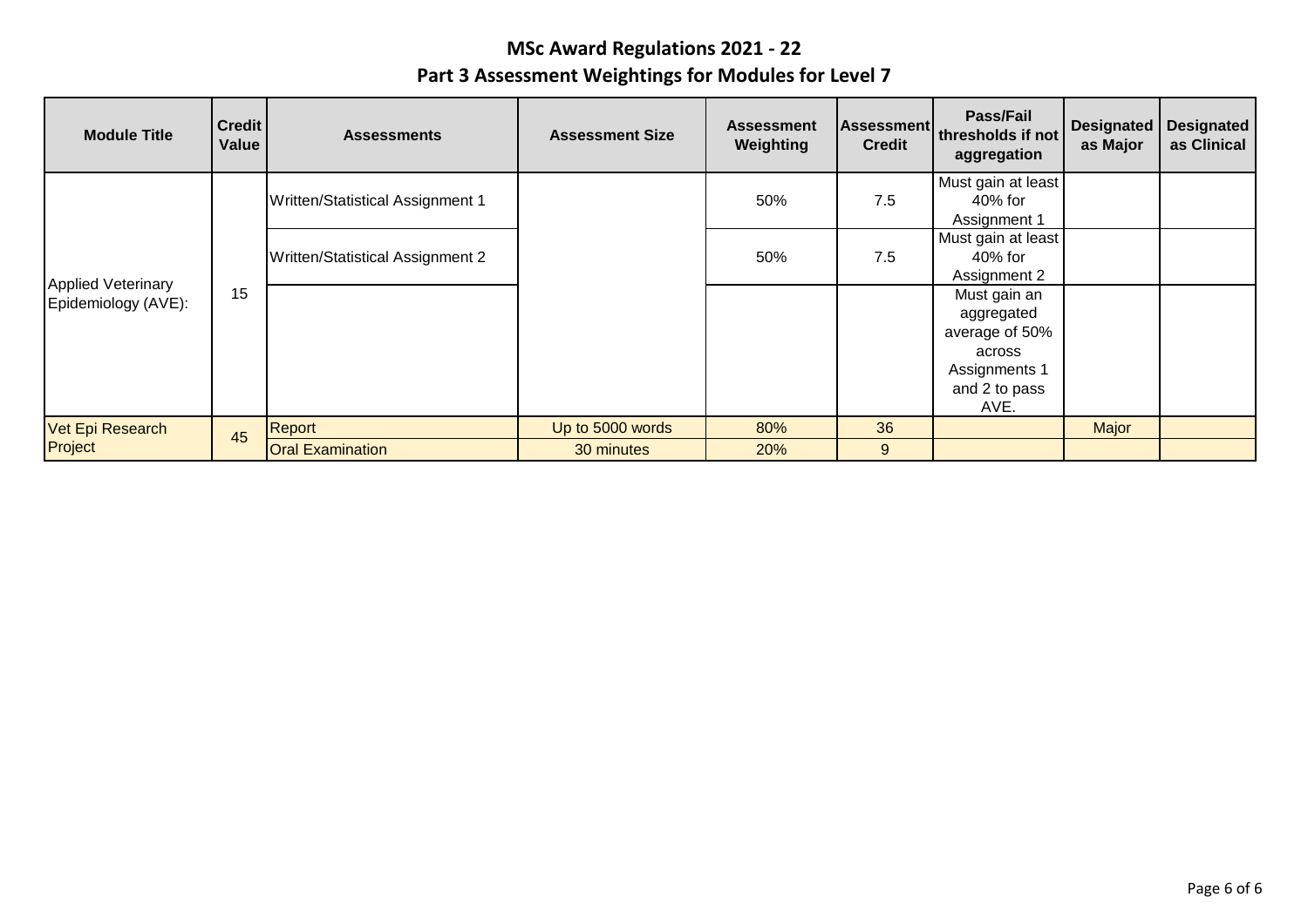# MSc Award Regulations 2021 - 22

## Part 3 Assessment Weightings for Modules for Level 7

| Module Title | Credit Value | Assessments | Assessment Size | Assessment Weighting | Assessment Credit | Pass/Fail thresholds if not aggregation | Designated as Major | Designated as Clinical |
|---|---|---|---|---|---|---|---|---|
| Applied Veterinary Epidemiology (AVE): | 15 | Written/Statistical Assignment 1 | | 50% | 7.5 | Must gain at least 40% for Assignment 1 | | |
| | | Written/Statistical Assignment 2 | | 50% | 7.5 | Must gain at least 40% for Assignment 2 | | |
| | | | | | | Must gain an aggregated average of 50% across Assignments 1 and 2 to pass AVE. | | |
| Vet Epi Research Project | 45 | Report | Up to 5000 words | 80% | 36 | | Major | |
| | | Oral Examination | 30 minutes | 20% | 9 | | | |